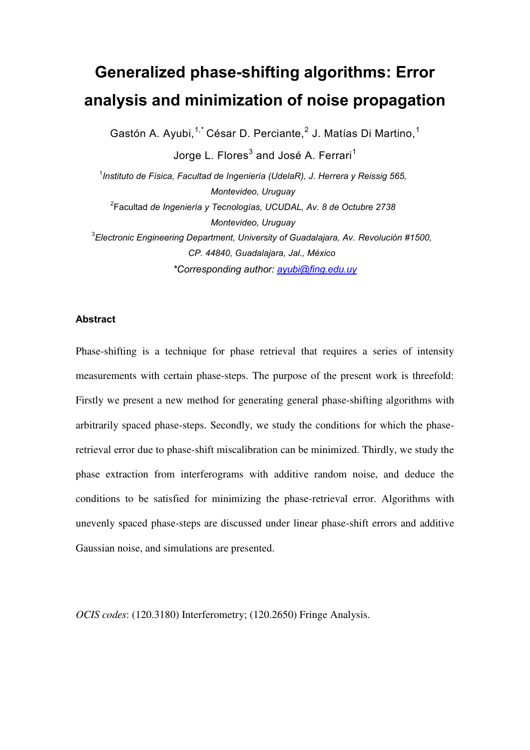# Generalized phase-shifting algorithms: Error analysis and minimization of noise propagation

Gastón A. Ayubi,[1,*] César D. Perciante,[2] J. Matías Di Martino,[1] Jorge L. Flores[3] and José A. Ferrari[1]

[1] *Instituto de Física, Facultad de Ingeniería (UdelaR), J. Herrera y Reissig 565, Montevideo, Uruguay*

[2] Facultad *de Ingeniería y Tecnologías, UCUDAL, Av. 8 de Octubre 2738 Montevideo, Uruguay*

[3] *Electronic Engineering Department, University of Guadalajara, Av. Revolución #1500, CP. 44840, Guadalajara, Jal., México*

*\*Corresponding author: ayubi@fing.edu.uy*

### Abstract

Phase-shifting is a technique for phase retrieval that requires a series of intensity measurements with certain phase-steps. The purpose of the present work is threefold: Firstly we present a new method for generating general phase-shifting algorithms with arbitrarily spaced phase-steps. Secondly, we study the conditions for which the phase-retrieval error due to phase-shift miscalibration can be minimized. Thirdly, we study the phase extraction from interferograms with additive random noise, and deduce the conditions to be satisfied for minimizing the phase-retrieval error. Algorithms with unevenly spaced phase-steps are discussed under linear phase-shift errors and additive Gaussian noise, and simulations are presented.

*OCIS codes*: (120.3180) Interferometry; (120.2650) Fringe Analysis.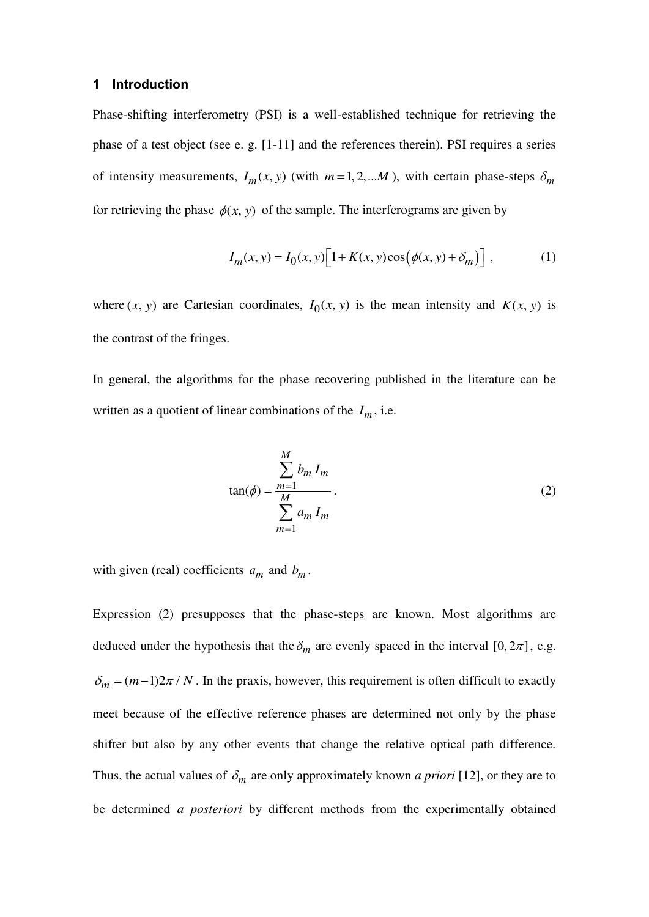## 1 Introduction

Phase-shifting interferometry (PSI) is a well-established technique for retrieving the phase of a test object (see e. g. [1-11] and the references therein). PSI requires a series of intensity measurements, $I_m(x, y)$ (with $m = 1, 2, ...M$ ), with certain phase-steps $\delta_m$ for retrieving the phase $\phi(x, y)$ of the sample. The interferograms are given by

$$I_m(x, y) = I_0(x, y)\left[1 + K(x, y)\cos\left(\phi(x, y) + \delta_m\right)\right] , \tag{1}$$

where $(x, y)$ are Cartesian coordinates, $I_0(x, y)$ is the mean intensity and $K(x, y)$ is the contrast of the fringes.

In general, the algorithms for the phase recovering published in the literature can be written as a quotient of linear combinations of the $I_m$, i.e.

$$\tan(\phi) = \frac{\sum_{m=1}^{M} b_m \, I_m}{\sum_{m=1}^{M} a_m \, I_m} . \tag{2}$$

with given (real) coefficients $a_m$ and $b_m$.

Expression (2) presupposes that the phase-steps are known. Most algorithms are deduced under the hypothesis that the $\delta_m$ are evenly spaced in the interval $[0, 2\pi]$, e.g. $\delta_m = (m-1)2\pi / N$ . In the praxis, however, this requirement is often difficult to exactly meet because of the effective reference phases are determined not only by the phase shifter but also by any other events that change the relative optical path difference. Thus, the actual values of $\delta_m$ are only approximately known *a priori* [12], or they are to be determined *a posteriori* by different methods from the experimentally obtained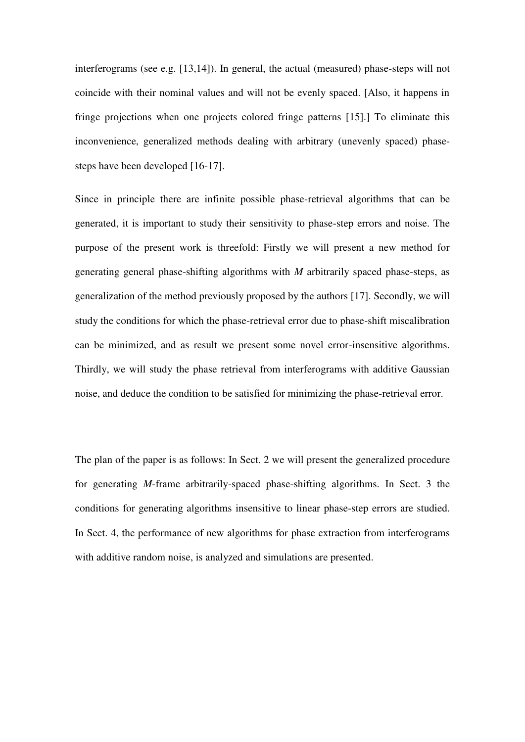interferograms (see e.g. [13,14]). In general, the actual (measured) phase-steps will not coincide with their nominal values and will not be evenly spaced. [Also, it happens in fringe projections when one projects colored fringe patterns [15].] To eliminate this inconvenience, generalized methods dealing with arbitrary (unevenly spaced) phase-steps have been developed [16-17].

Since in principle there are infinite possible phase-retrieval algorithms that can be generated, it is important to study their sensitivity to phase-step errors and noise. The purpose of the present work is threefold: Firstly we will present a new method for generating general phase-shifting algorithms with $M$ arbitrarily spaced phase-steps, as generalization of the method previously proposed by the authors [17]. Secondly, we will study the conditions for which the phase-retrieval error due to phase-shift miscalibration can be minimized, and as result we present some novel error-insensitive algorithms. Thirdly, we will study the phase retrieval from interferograms with additive Gaussian noise, and deduce the condition to be satisfied for minimizing the phase-retrieval error.

The plan of the paper is as follows: In Sect. 2 we will present the generalized procedure for generating $M$-frame arbitrarily-spaced phase-shifting algorithms. In Sect. 3 the conditions for generating algorithms insensitive to linear phase-step errors are studied. In Sect. 4, the performance of new algorithms for phase extraction from interferograms with additive random noise, is analyzed and simulations are presented.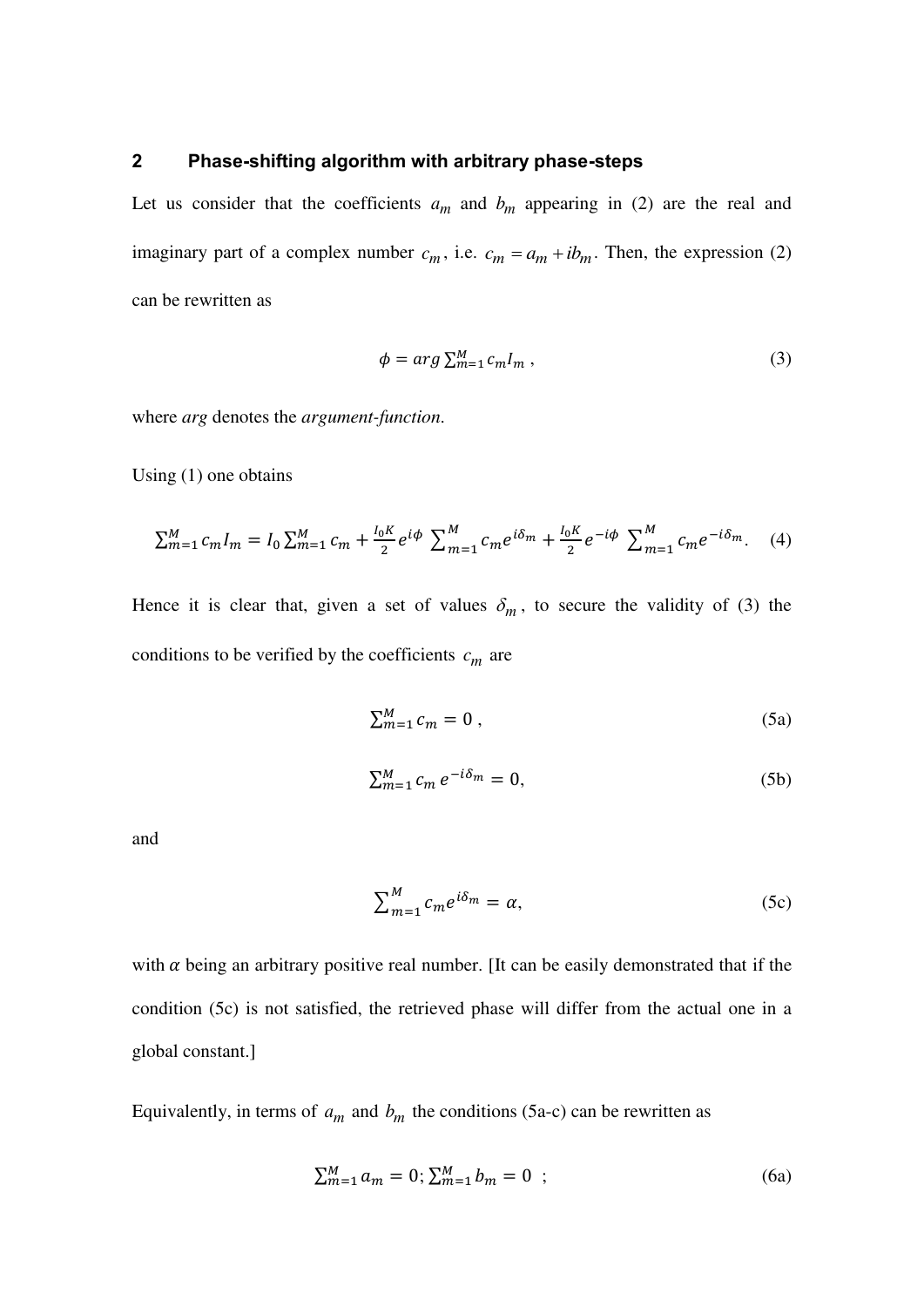## 2 Phase-shifting algorithm with arbitrary phase-steps

Let us consider that the coefficients $a_m$ and $b_m$ appearing in (2) are the real and imaginary part of a complex number $c_m$, i.e. $c_m = a_m + ib_m$. Then, the expression (2) can be rewritten as

$$\phi = arg \sum_{m=1}^{M} c_m I_m \,, \tag{3}$$

where *arg* denotes the *argument-function*.

Using (1) one obtains

$$\sum_{m=1}^{M} c_m I_m = I_0 \sum_{m=1}^{M} c_m + \frac{I_0 K}{2} e^{i\phi} \sum_{m=1}^{M} c_m e^{i\delta_m} + \frac{I_0 K}{2} e^{-i\phi} \sum_{m=1}^{M} c_m e^{-i\delta_m}. \tag{4}$$

Hence it is clear that, given a set of values $\delta_m$, to secure the validity of (3) the conditions to be verified by the coefficients $c_m$ are

$$\sum_{m=1}^{M} c_m = 0 \,, \tag{5a}$$

$$\sum_{m=1}^{M} c_m \, e^{-i\delta_m} = 0, \tag{5b}$$

and

$$\sum_{m=1}^{M} c_m e^{i\delta_m} = \alpha, \tag{5c}$$

with $\alpha$ being an arbitrary positive real number. [It can be easily demonstrated that if the condition (5c) is not satisfied, the retrieved phase will differ from the actual one in a global constant.]

Equivalently, in terms of $a_m$ and $b_m$ the conditions (5a-c) can be rewritten as

$$\sum_{m=1}^{M} a_m = 0; \sum_{m=1}^{M} b_m = 0 \;\; ; \tag{6a}$$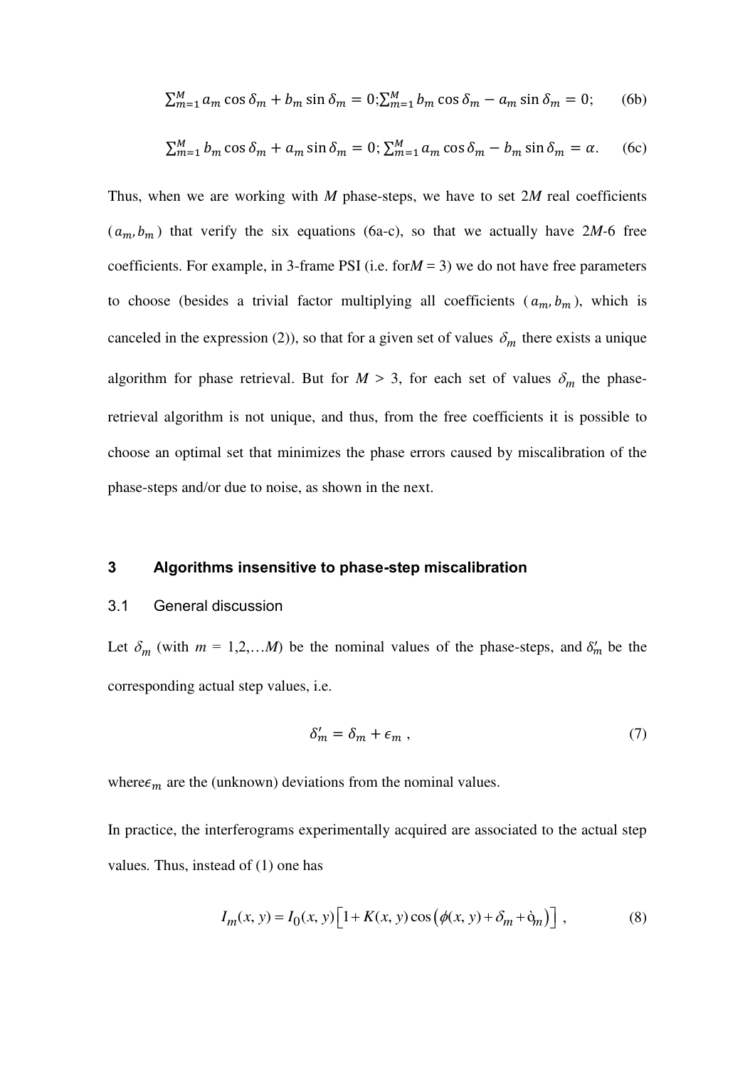$$\sum_{m=1}^{M} a_m \cos\delta_m + b_m \sin\delta_m = 0; \sum_{m=1}^{M} b_m \cos\delta_m - a_m \sin\delta_m = 0; \qquad (6b)$$

$$\sum_{m=1}^{M} b_m \cos\delta_m + a_m \sin\delta_m = 0; \sum_{m=1}^{M} a_m \cos\delta_m - b_m \sin\delta_m = \alpha. \qquad (6c)$$

Thus, when we are working with $M$ phase-steps, we have to set $2M$ real coefficients $(a_m, b_m)$ that verify the six equations (6a-c), so that we actually have $2M$-6 free coefficients. For example, in 3-frame PSI (i.e. for $M = 3$) we do not have free parameters to choose (besides a trivial factor multiplying all coefficients $(a_m, b_m)$, which is canceled in the expression (2)), so that for a given set of values $\delta_m$ there exists a unique algorithm for phase retrieval. But for $M > 3$, for each set of values $\delta_m$ the phase-retrieval algorithm is not unique, and thus, from the free coefficients it is possible to choose an optimal set that minimizes the phase errors caused by miscalibration of the phase-steps and/or due to noise, as shown in the next.

## 3 Algorithms insensitive to phase-step miscalibration

### 3.1 General discussion

Let $\delta_m$ (with $m = 1,2,\ldots M$) be the nominal values of the phase-steps, and $\delta'_m$ be the corresponding actual step values, i.e.

$$\delta'_m = \delta_m + \epsilon_m \,, \qquad (7)$$

where $\epsilon_m$ are the (unknown) deviations from the nominal values.

In practice, the interferograms experimentally acquired are associated to the actual step values. Thus, instead of (1) one has

$$I_m(x,y) = I_0(x,y)\left[1 + K(x,y)\cos\left(\phi(x,y) + \delta_m + \epsilon_m\right)\right] \,, \qquad (8)$$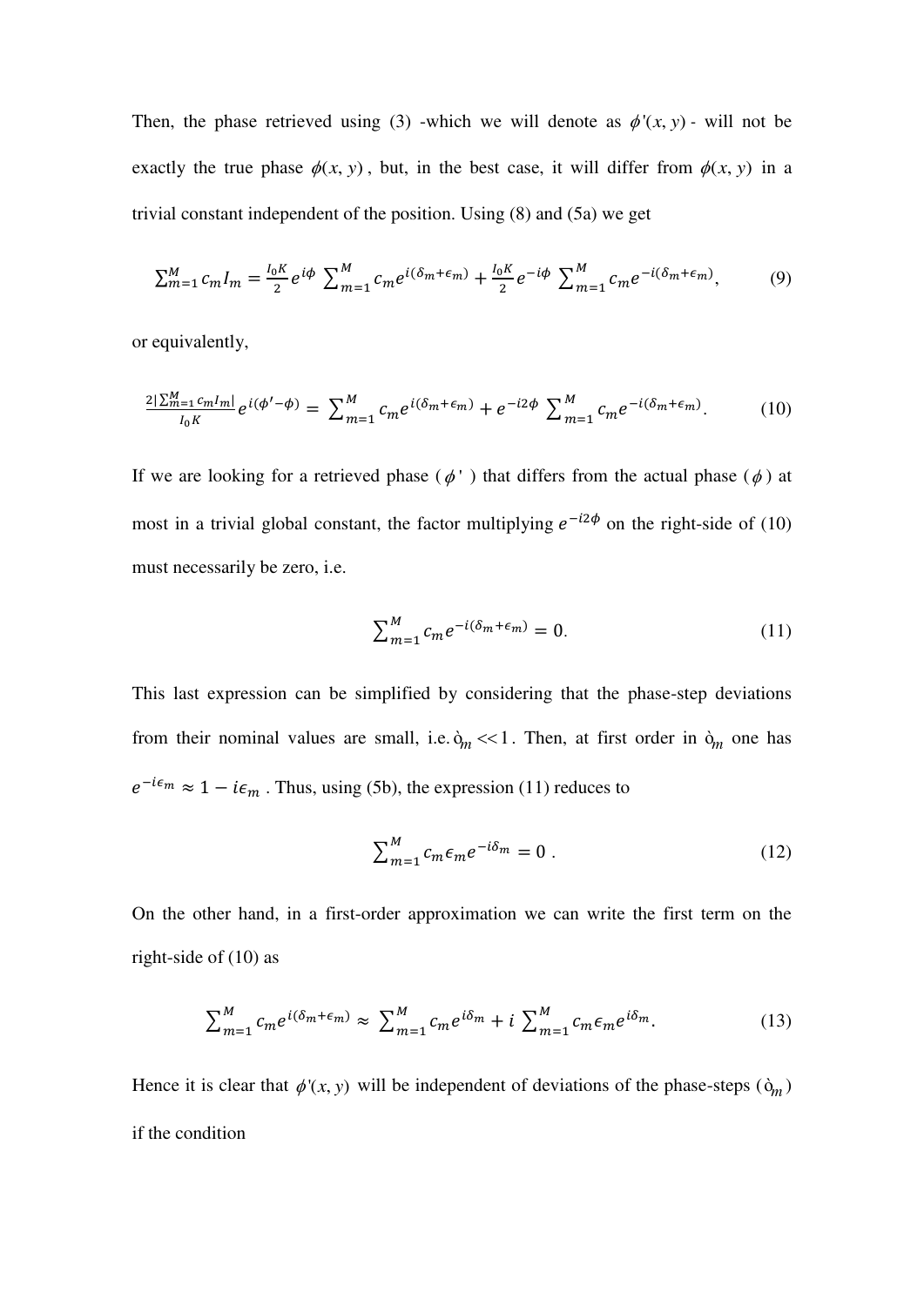Then, the phase retrieved using (3) -which we will denote as $\phi'(x, y)$ - will not be exactly the true phase $\phi(x, y)$, but, in the best case, it will differ from $\phi(x, y)$ in a trivial constant independent of the position. Using (8) and (5a) we get

$$\sum_{m=1}^{M} c_m I_m = \frac{I_0 K}{2} e^{i\phi} \sum_{m=1}^{M} c_m e^{i(\delta_m + \epsilon_m)} + \frac{I_0 K}{2} e^{-i\phi} \sum_{m=1}^{M} c_m e^{-i(\delta_m + \epsilon_m)}, \tag{9}$$

or equivalently,

$$\frac{2\left|\sum_{m=1}^{M} c_m I_m\right|}{I_0 K} e^{i(\phi' - \phi)} = \sum_{m=1}^{M} c_m e^{i(\delta_m + \epsilon_m)} + e^{-i2\phi} \sum_{m=1}^{M} c_m e^{-i(\delta_m + \epsilon_m)}. \tag{10}$$

If we are looking for a retrieved phase ($\phi'$) that differs from the actual phase ($\phi$) at most in a trivial global constant, the factor multiplying $e^{-i2\phi}$ on the right-side of (10) must necessarily be zero, i.e.

$$\sum_{m=1}^{M} c_m e^{-i(\delta_m + \epsilon_m)} = 0. \tag{11}$$

This last expression can be simplified by considering that the phase-step deviations from their nominal values are small, i.e. $\epsilon_m \ll 1$. Then, at first order in $\epsilon_m$ one has $e^{-i\epsilon_m} \approx 1 - i\epsilon_m$. Thus, using (5b), the expression (11) reduces to

$$\sum_{m=1}^{M} c_m \epsilon_m e^{-i\delta_m} = 0\ . \tag{12}$$

On the other hand, in a first-order approximation we can write the first term on the right-side of (10) as

$$\sum_{m=1}^{M} c_m e^{i(\delta_m + \epsilon_m)} \approx \sum_{m=1}^{M} c_m e^{i\delta_m} + i \sum_{m=1}^{M} c_m \epsilon_m e^{i\delta_m}. \tag{13}$$

Hence it is clear that $\phi'(x, y)$ will be independent of deviations of the phase-steps ($\epsilon_m$) if the condition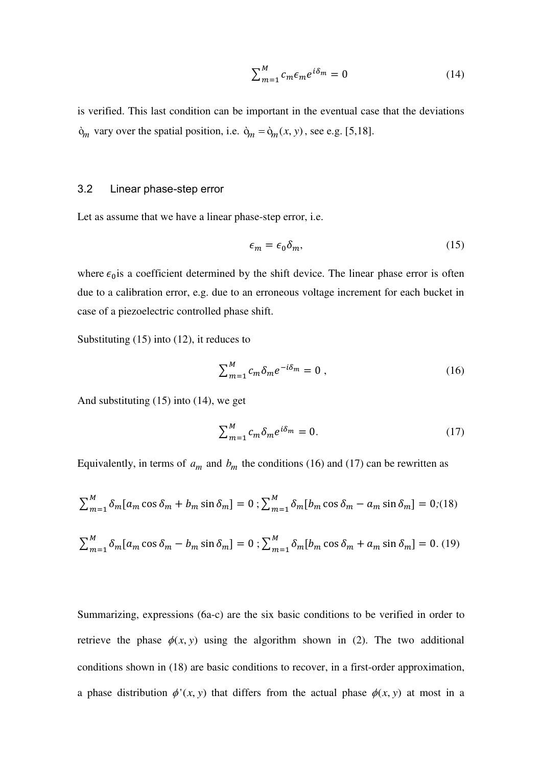$$\sum_{m=1}^{M} c_m \epsilon_m e^{i\delta_m} = 0 \tag{14}$$

is verified. This last condition can be important in the eventual case that the deviations $\epsilon_m$ vary over the spatial position, i.e. $\epsilon_m = \epsilon_m(x, y)$, see e.g. [5,18].

### 3.2 Linear phase-step error

Let as assume that we have a linear phase-step error, i.e.

$$\epsilon_m = \epsilon_0 \delta_m, \tag{15}$$

where $\epsilon_0$ is a coefficient determined by the shift device. The linear phase error is often due to a calibration error, e.g. due to an erroneous voltage increment for each bucket in case of a piezoelectric controlled phase shift.

Substituting (15) into (12), it reduces to

$$\sum_{m=1}^{M} c_m \delta_m e^{-i\delta_m} = 0 \ , \tag{16}$$

And substituting (15) into (14), we get

$$\sum_{m=1}^{M} c_m \delta_m e^{i\delta_m} = 0. \tag{17}$$

Equivalently, in terms of $a_m$ and $b_m$ the conditions (16) and (17) can be rewritten as

$$\sum_{m=1}^{M} \delta_m [a_m \cos \delta_m + b_m \sin \delta_m] = 0 \ ; \sum_{m=1}^{M} \delta_m [b_m \cos \delta_m - a_m \sin \delta_m] = 0; \tag{18}$$

$$\sum_{m=1}^{M} \delta_m [a_m \cos \delta_m - b_m \sin \delta_m] = 0 \ ; \sum_{m=1}^{M} \delta_m [b_m \cos \delta_m + a_m \sin \delta_m] = 0. \tag{19}$$

Summarizing, expressions (6a-c) are the six basic conditions to be verified in order to retrieve the phase $\phi(x, y)$ using the algorithm shown in (2). The two additional conditions shown in (18) are basic conditions to recover, in a first-order approximation, a phase distribution $\phi'(x, y)$ that differs from the actual phase $\phi(x, y)$ at most in a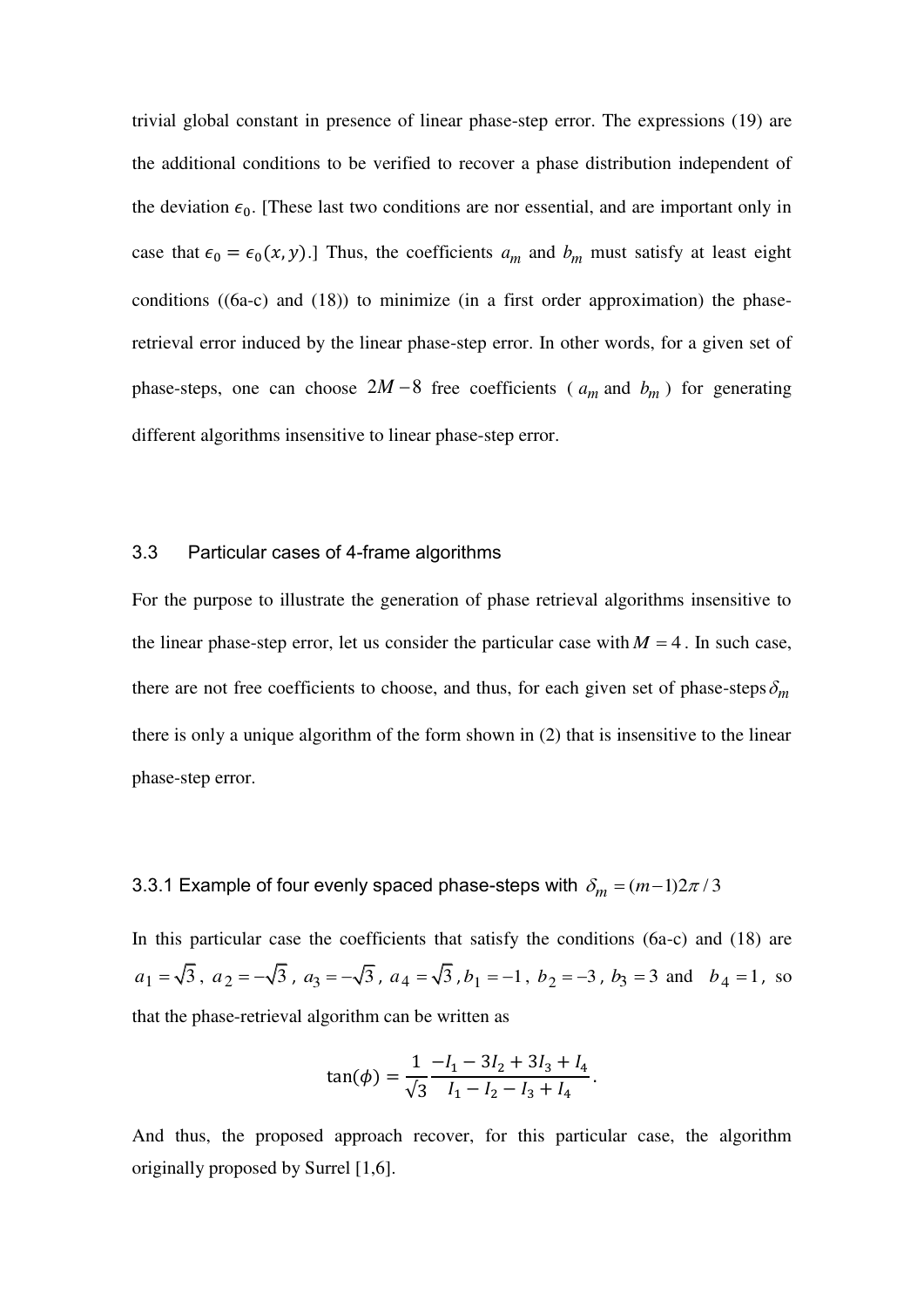trivial global constant in presence of linear phase-step error. The expressions (19) are the additional conditions to be verified to recover a phase distribution independent of the deviation $\epsilon_0$. [These last two conditions are nor essential, and are important only in case that $\epsilon_0 = \epsilon_0(x, y)$.] Thus, the coefficients $a_m$ and $b_m$ must satisfy at least eight conditions ((6a-c) and (18)) to minimize (in a first order approximation) the phase-retrieval error induced by the linear phase-step error. In other words, for a given set of phase-steps, one can choose $2M-8$ free coefficients ( $a_m$ and $b_m$ ) for generating different algorithms insensitive to linear phase-step error.

### 3.3 Particular cases of 4-frame algorithms

For the purpose to illustrate the generation of phase retrieval algorithms insensitive to the linear phase-step error, let us consider the particular case with $M = 4$. In such case, there are not free coefficients to choose, and thus, for each given set of phase-steps $\delta_m$ there is only a unique algorithm of the form shown in (2) that is insensitive to the linear phase-step error.

#### 3.3.1 Example of four evenly spaced phase-steps with $\delta_m = (m-1)2\pi/3$

In this particular case the coefficients that satisfy the conditions (6a-c) and (18) are $a_1 = \sqrt{3}$, $a_2 = -\sqrt{3}$, $a_3 = -\sqrt{3}$, $a_4 = \sqrt{3}$, $b_1 = -1$, $b_2 = -3$, $b_3 = 3$ and $b_4 = 1$, so that the phase-retrieval algorithm can be written as

$$\tan(\phi) = \frac{1}{\sqrt{3}} \frac{-I_1 - 3I_2 + 3I_3 + I_4}{I_1 - I_2 - I_3 + I_4}.$$

And thus, the proposed approach recover, for this particular case, the algorithm originally proposed by Surrel [1,6].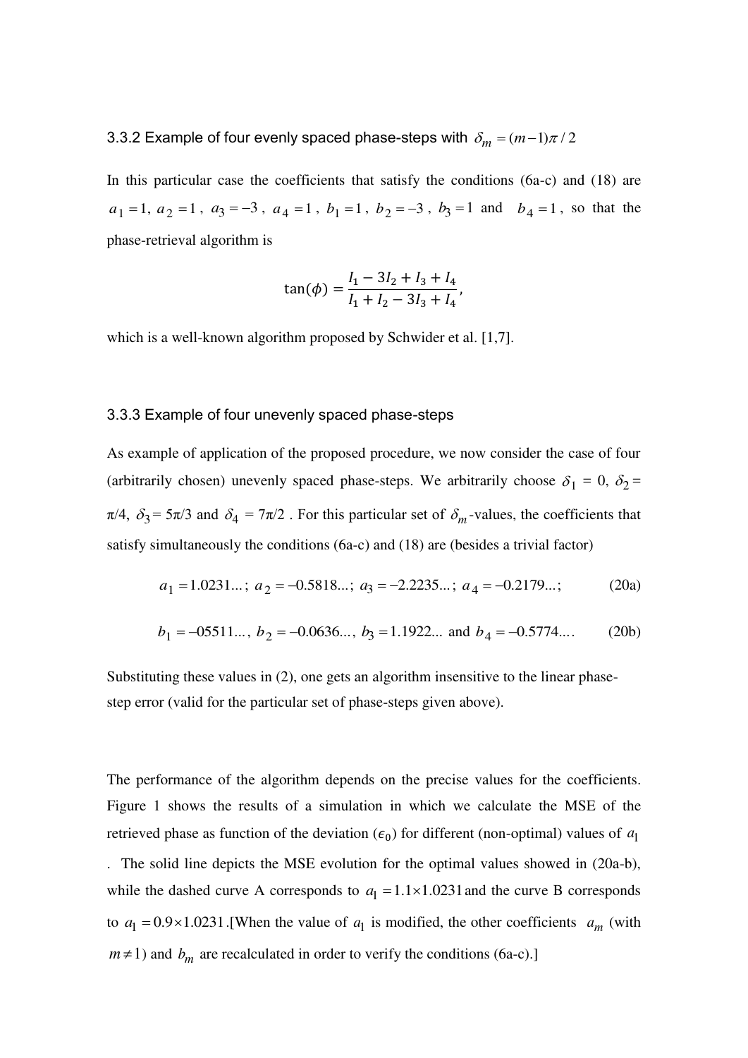### 3.3.2 Example of four evenly spaced phase-steps with $\delta_m = (m-1)\pi/2$

In this particular case the coefficients that satisfy the conditions (6a-c) and (18) are $a_1 = 1$, $a_2 = 1$, $a_3 = -3$, $a_4 = 1$, $b_1 = 1$, $b_2 = -3$, $b_3 = 1$ and $b_4 = 1$, so that the phase-retrieval algorithm is

$$\tan(\phi) = \frac{I_1 - 3I_2 + I_3 + I_4}{I_1 + I_2 - 3I_3 + I_4},$$

which is a well-known algorithm proposed by Schwider et al. [1,7].

### 3.3.3 Example of four unevenly spaced phase-steps

As example of application of the proposed procedure, we now consider the case of four (arbitrarily chosen) unevenly spaced phase-steps. We arbitrarily choose $\delta_1 = 0$, $\delta_2 = \pi/4$, $\delta_3 = 5\pi/3$ and $\delta_4 = 7\pi/2$. For this particular set of $\delta_m$-values, the coefficients that satisfy simultaneously the conditions (6a-c) and (18) are (besides a trivial factor)

$$a_1 = 1.0231...;\ a_2 = -0.5818...;\ a_3 = -2.2235...;\ a_4 = -0.2179...; \tag{20a}$$

$$b_1 = -05511...,\ b_2 = -0.0636...,\ b_3 = 1.1922...\ \text{and}\ b_4 = -0.5774.... \tag{20b}$$

Substituting these values in (2), one gets an algorithm insensitive to the linear phase-step error (valid for the particular set of phase-steps given above).

The performance of the algorithm depends on the precise values for the coefficients. Figure 1 shows the results of a simulation in which we calculate the MSE of the retrieved phase as function of the deviation ($\epsilon_0$) for different (non-optimal) values of $a_1$. The solid line depicts the MSE evolution for the optimal values showed in (20a-b), while the dashed curve A corresponds to $a_1 = 1.1 \times 1.0231$ and the curve B corresponds to $a_1 = 0.9 \times 1.0231$.[When the value of $a_1$ is modified, the other coefficients $a_m$ (with $m \neq 1$) and $b_m$ are recalculated in order to verify the conditions (6a-c).]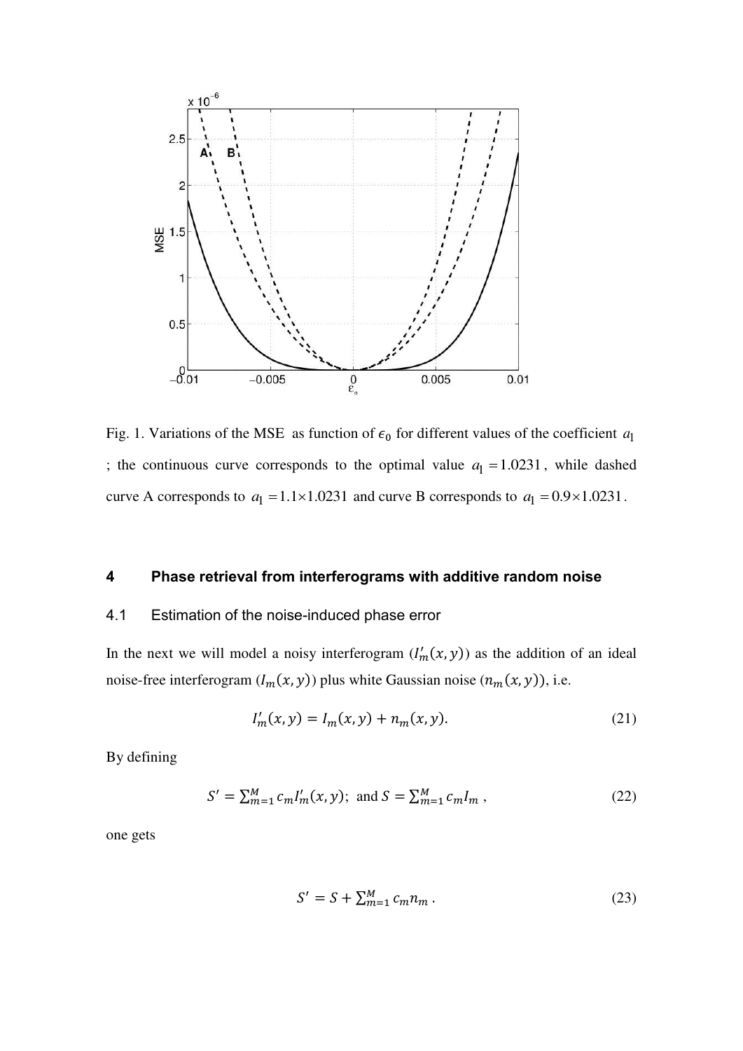Fig. 1. Variations of the MSE as function of $\epsilon_0$ for different values of the coefficient $a_1$; the continuous curve corresponds to the optimal value $a_1 = 1.0231$, while dashed curve A corresponds to $a_1 = 1.1 \times 1.0231$ and curve B corresponds to $a_1 = 0.9 \times 1.0231$.

## 4 Phase retrieval from interferograms with additive random noise

### 4.1 Estimation of the noise-induced phase error

In the next we will model a noisy interferogram ($I'_m(x,y)$) as the addition of an ideal noise-free interferogram ($I_m(x,y)$) plus white Gaussian noise ($n_m(x,y)$), i.e.

$$I'_m(x,y) = I_m(x,y) + n_m(x,y). \tag{21}$$

By defining

$$S' = \sum_{m=1}^{M} c_m I'_m(x,y); \text{ and } S = \sum_{m=1}^{M} c_m I_m , \tag{22}$$

one gets

$$S' = S + \sum_{m=1}^{M} c_m n_m . \tag{23}$$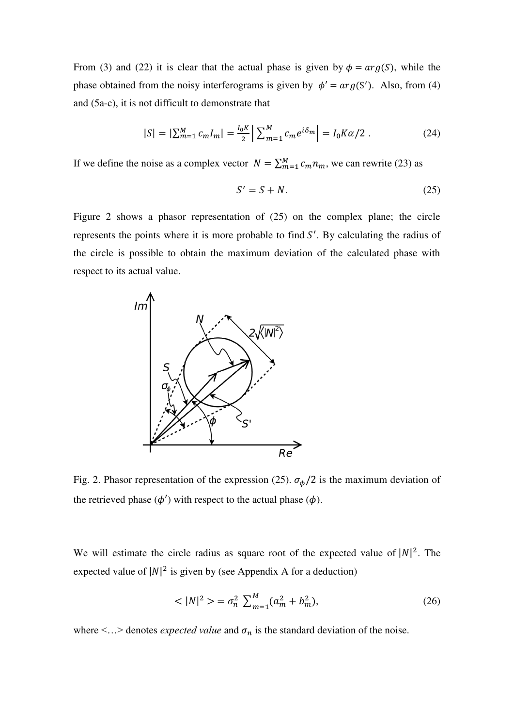From (3) and (22) it is clear that the actual phase is given by $\phi = arg(S)$, while the phase obtained from the noisy interferograms is given by $\phi' = arg(S')$. Also, from (4) and (5a-c), it is not difficult to demonstrate that

$$|S| = |\sum_{m=1}^{M} c_m I_m| = \frac{I_0 K}{2}\left|\sum_{m=1}^{M} c_m e^{i\delta_m}\right| = I_0 K\alpha/2\ . \tag{24}$$

If we define the noise as a complex vector $N = \sum_{m=1}^{M} c_m n_m$, we can rewrite (23) as

$$S' = S + N. \tag{25}$$

Figure 2 shows a phasor representation of (25) on the complex plane; the circle represents the points where it is more probable to find $S'$. By calculating the radius of the circle is possible to obtain the maximum deviation of the calculated phase with respect to its actual value.

Fig. 2. Phasor representation of the expression (25). $\sigma_\phi/2$ is the maximum deviation of the retrieved phase ($\phi'$) with respect to the actual phase ($\phi$).

We will estimate the circle radius as square root of the expected value of $|N|^2$. The expected value of $|N|^2$ is given by (see Appendix A for a deduction)

$$<|N|^2> = \sigma_n^2 \sum_{m=1}^{M}(a_m^2 + b_m^2), \tag{26}$$

where <…> denotes *expected value* and $\sigma_n$ is the standard deviation of the noise.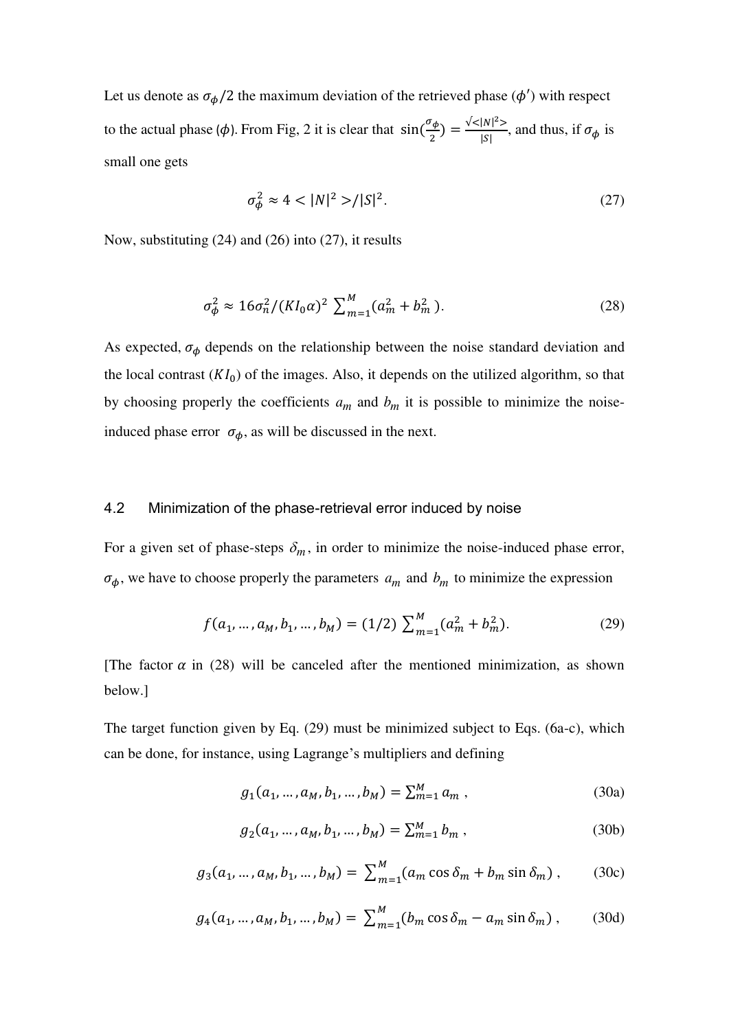Let us denote as $\sigma_\phi/2$ the maximum deviation of the retrieved phase ($\phi'$) with respect to the actual phase ($\phi$). From Fig, 2 it is clear that $\sin(\frac{\sigma_\phi}{2}) = \frac{\sqrt{<|N|^2>}}{|S|}$, and thus, if $\sigma_\phi$ is small one gets

$$\sigma_\phi^2 \approx 4 < |N|^2 > / |S|^2. \tag{27}$$

Now, substituting (24) and (26) into (27), it results

$$\sigma_\phi^2 \approx 16\sigma_n^2/(KI_0\alpha)^2 \sum_{m=1}^{M}(a_m^2 + b_m^2). \tag{28}$$

As expected, $\sigma_\phi$ depends on the relationship between the noise standard deviation and the local contrast ($KI_0$) of the images. Also, it depends on the utilized algorithm, so that by choosing properly the coefficients $a_m$ and $b_m$ it is possible to minimize the noise-induced phase error $\sigma_\phi$, as will be discussed in the next.

## 4.2 Minimization of the phase-retrieval error induced by noise

For a given set of phase-steps $\delta_m$, in order to minimize the noise-induced phase error, $\sigma_\phi$, we have to choose properly the parameters $a_m$ and $b_m$ to minimize the expression

$$f(a_1, \ldots, a_M, b_1, \ldots, b_M) = (1/2) \sum_{m=1}^{M}(a_m^2 + b_m^2). \tag{29}$$

[The factor $\alpha$ in (28) will be canceled after the mentioned minimization, as shown below.]

The target function given by Eq. (29) must be minimized subject to Eqs. (6a-c), which can be done, for instance, using Lagrange's multipliers and defining

$$g_1(a_1, \ldots, a_M, b_1, \ldots, b_M) = \sum_{m=1}^{M} a_m\ , \tag{30a}$$

$$g_2(a_1, \ldots, a_M, b_1, \ldots, b_M) = \sum_{m=1}^{M} b_m\ , \tag{30b}$$

$$g_3(a_1, \ldots, a_M, b_1, \ldots, b_M) = \sum_{m=1}^{M}(a_m \cos\delta_m + b_m \sin\delta_m)\ , \tag{30c}$$

$$g_4(a_1, \ldots, a_M, b_1, \ldots, b_M) = \sum_{m=1}^{M}(b_m \cos\delta_m - a_m \sin\delta_m)\ , \tag{30d}$$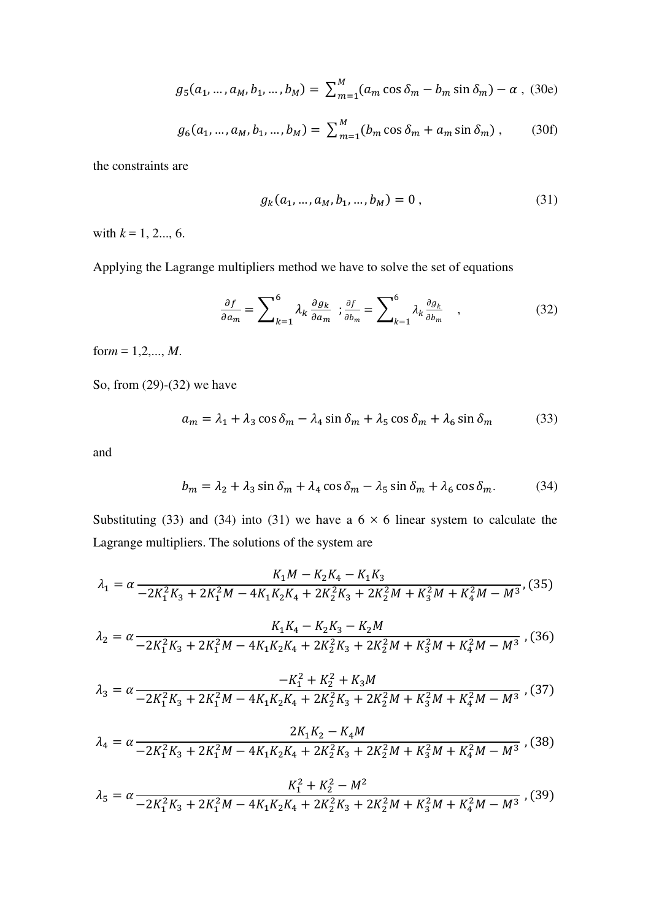$$g_5(a_1, \dots, a_M, b_1, \dots, b_M) = \sum_{m=1}^{M} (a_m \cos \delta_m - b_m \sin \delta_m) - \alpha \ , \quad \text{(30e)}$$

$$g_6(a_1, \dots, a_M, b_1, \dots, b_M) = \sum_{m=1}^{M} (b_m \cos \delta_m + a_m \sin \delta_m) \ , \quad \text{(30f)}$$

the constraints are

$$g_k(a_1, \dots, a_M, b_1, \dots, b_M) = 0 \ , \quad (31)$$

with $k$ = 1, 2..., 6.

Applying the Lagrange multipliers method we have to solve the set of equations

$$\frac{\partial f}{\partial a_m} = \sum_{k=1}^{6} \lambda_k \frac{\partial g_k}{\partial a_m} \ ; \frac{\partial f}{\partial b_m} = \sum_{k=1}^{6} \lambda_k \frac{\partial g_k}{\partial b_m} \quad , \quad (32)$$

for $m$ = 1,2,..., $M$.

So, from (29)-(32) we have

$$a_m = \lambda_1 + \lambda_3 \cos \delta_m - \lambda_4 \sin \delta_m + \lambda_5 \cos \delta_m + \lambda_6 \sin \delta_m \quad (33)$$

and

$$b_m = \lambda_2 + \lambda_3 \sin \delta_m + \lambda_4 \cos \delta_m - \lambda_5 \sin \delta_m + \lambda_6 \cos \delta_m . \quad (34)$$

Substituting (33) and (34) into (31) we have a 6 × 6 linear system to calculate the Lagrange multipliers. The solutions of the system are

$$\lambda_1 = \alpha \frac{K_1 M - K_2 K_4 - K_1 K_3}{-2K_1^2 K_3 + 2K_1^2 M - 4K_1 K_2 K_4 + 2K_2^2 K_3 + 2K_2^2 M + K_3^2 M + K_4^2 M - M^3} , (35)$$

$$\lambda_2 = \alpha \frac{K_1 K_4 - K_2 K_3 - K_2 M}{-2K_1^2 K_3 + 2K_1^2 M - 4K_1 K_2 K_4 + 2K_2^2 K_3 + 2K_2^2 M + K_3^2 M + K_4^2 M - M^3} , (36)$$

$$\lambda_3 = \alpha \frac{-K_1^2 + K_2^2 + K_3 M}{-2K_1^2 K_3 + 2K_1^2 M - 4K_1 K_2 K_4 + 2K_2^2 K_3 + 2K_2^2 M + K_3^2 M + K_4^2 M - M^3} , (37)$$

$$\lambda_4 = \alpha \frac{2K_1 K_2 - K_4 M}{-2K_1^2 K_3 + 2K_1^2 M - 4K_1 K_2 K_4 + 2K_2^2 K_3 + 2K_2^2 M + K_3^2 M + K_4^2 M - M^3} , (38)$$

$$\lambda_5 = \alpha \frac{K_1^2 + K_2^2 - M^2}{-2K_1^2 K_3 + 2K_1^2 M - 4K_1 K_2 K_4 + 2K_2^2 K_3 + 2K_2^2 M + K_3^2 M + K_4^2 M - M^3} , (39)$$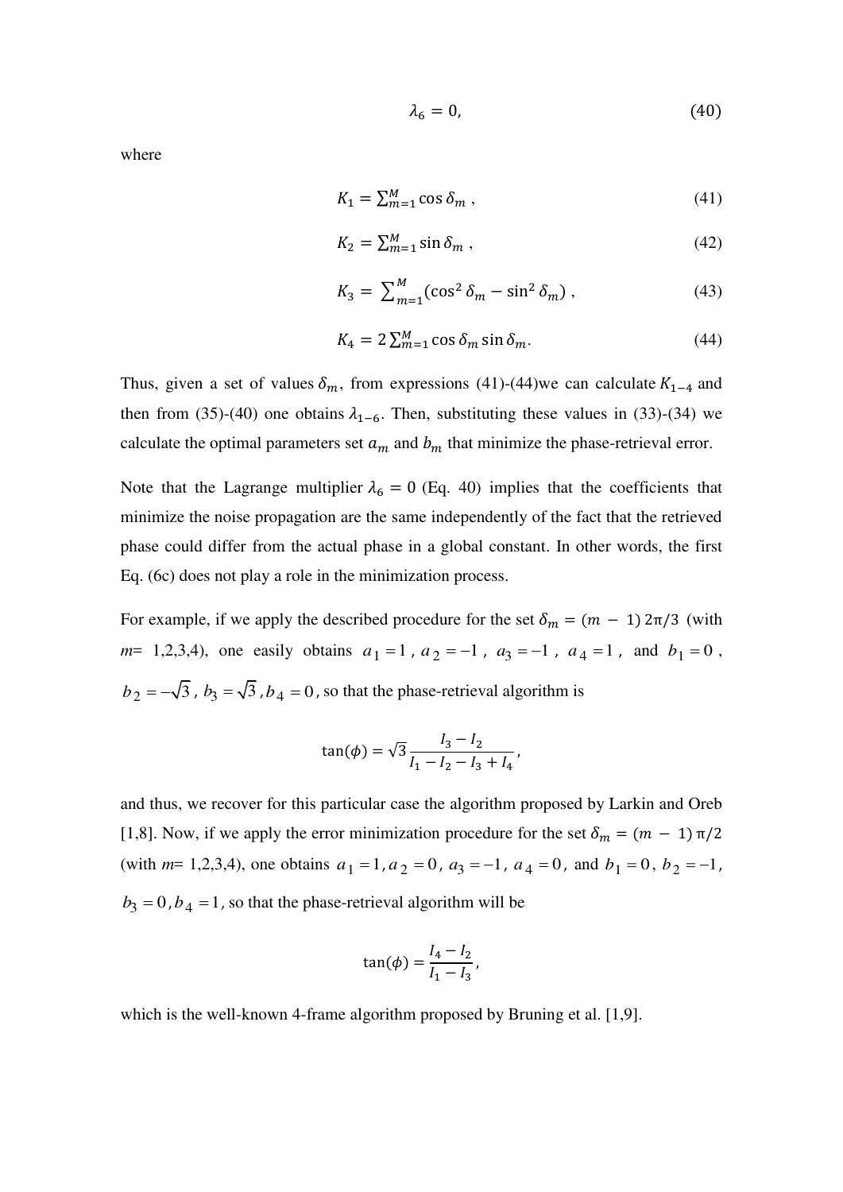$$\lambda_6 = 0, \tag{40}$$

where

$$K_1 = \sum_{m=1}^{M} \cos \delta_m , \tag{41}$$

$$K_2 = \sum_{m=1}^{M} \sin \delta_m , \tag{42}$$

$$K_3 = \sum_{m=1}^{M} (\cos^2 \delta_m - \sin^2 \delta_m) , \tag{43}$$

$$K_4 = 2 \sum_{m=1}^{M} \cos \delta_m \sin \delta_m. \tag{44}$$

Thus, given a set of values $\delta_m$, from expressions (41)-(44)we can calculate $K_{1-4}$ and then from (35)-(40) one obtains $\lambda_{1-6}$. Then, substituting these values in (33)-(34) we calculate the optimal parameters set $a_m$ and $b_m$ that minimize the phase-retrieval error.

Note that the Lagrange multiplier $\lambda_6 = 0$ (Eq. 40) implies that the coefficients that minimize the noise propagation are the same independently of the fact that the retrieved phase could differ from the actual phase in a global constant. In other words, the first Eq. (6c) does not play a role in the minimization process.

For example, if we apply the described procedure for the set $\delta_m = (m - 1)\, 2\pi/3$ (with $m$= 1,2,3,4), one easily obtains $a_1 = 1$, $a_2 = -1$, $a_3 = -1$, $a_4 = 1$, and $b_1 = 0$, $b_2 = -\sqrt{3}$, $b_3 = \sqrt{3}$, $b_4 = 0$, so that the phase-retrieval algorithm is

$$\tan(\phi) = \sqrt{3}\, \frac{I_3 - I_2}{I_1 - I_2 - I_3 + I_4},$$

and thus, we recover for this particular case the algorithm proposed by Larkin and Oreb [1,8]. Now, if we apply the error minimization procedure for the set $\delta_m = (m - 1)\, \pi/2$ (with $m$= 1,2,3,4), one obtains $a_1 = 1$, $a_2 = 0$, $a_3 = -1$, $a_4 = 0$, and $b_1 = 0$, $b_2 = -1$, $b_3 = 0$, $b_4 = 1$, so that the phase-retrieval algorithm will be

$$\tan(\phi) = \frac{I_4 - I_2}{I_1 - I_3},$$

which is the well-known 4-frame algorithm proposed by Bruning et al. [1,9].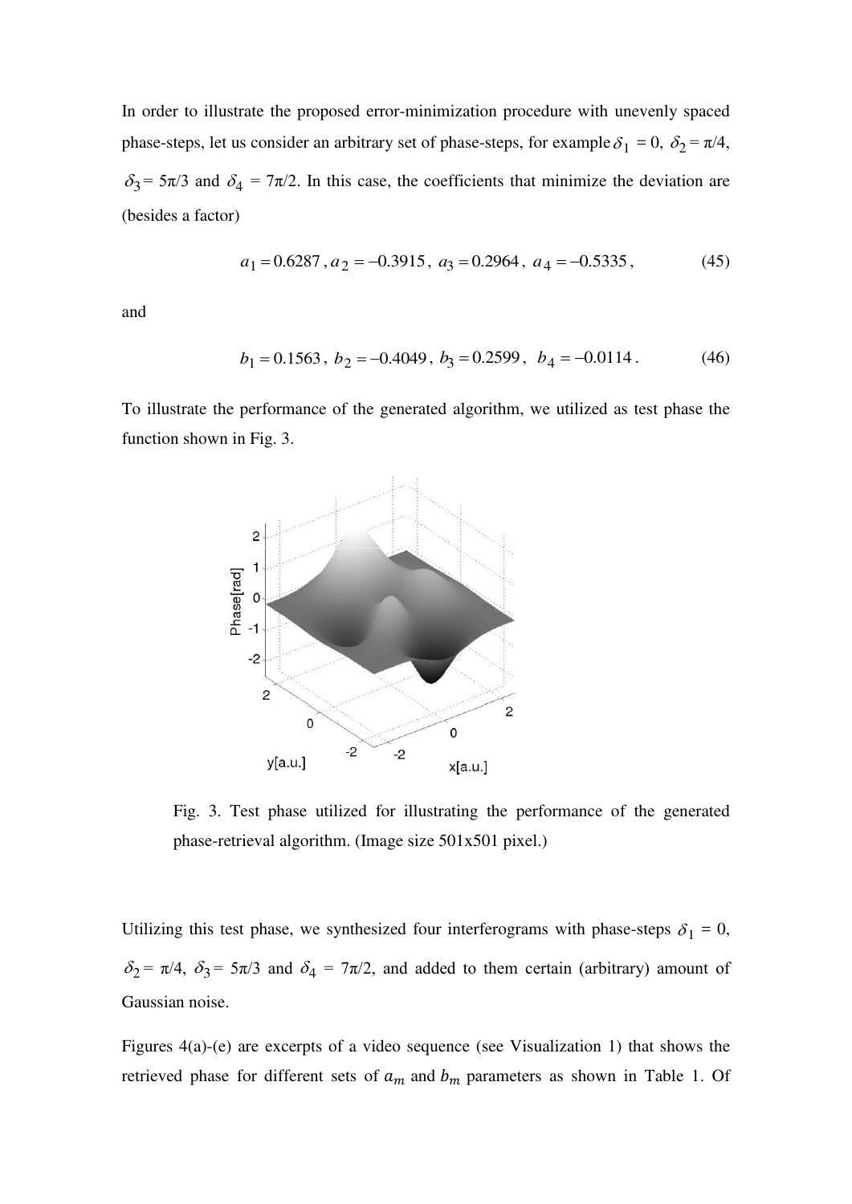In order to illustrate the proposed error-minimization procedure with unevenly spaced phase-steps, let us consider an arbitrary set of phase-steps, for example $\delta_1 = 0$, $\delta_2 = \pi/4$, $\delta_3 = 5\pi/3$ and $\delta_4 = 7\pi/2$. In this case, the coefficients that minimize the deviation are (besides a factor)

$$a_1 = 0.6287\,,\, a_2 = -0.3915\,,\; a_3 = 0.2964\,,\; a_4 = -0.5335\,, \tag{45}$$

and

$$b_1 = 0.1563\,,\; b_2 = -0.4049\,,\; b_3 = 0.2599\,,\;\; b_4 = -0.0114\,. \tag{46}$$

To illustrate the performance of the generated algorithm, we utilized as test phase the function shown in Fig. 3.

Fig. 3. Test phase utilized for illustrating the performance of the generated phase-retrieval algorithm. (Image size 501x501 pixel.)

Utilizing this test phase, we synthesized four interferograms with phase-steps $\delta_1 = 0$, $\delta_2 = \pi/4$, $\delta_3 = 5\pi/3$ and $\delta_4 = 7\pi/2$, and added to them certain (arbitrary) amount of Gaussian noise.

Figures 4(a)-(e) are excerpts of a video sequence (see Visualization 1) that shows the retrieved phase for different sets of $a_m$ and $b_m$ parameters as shown in Table 1. Of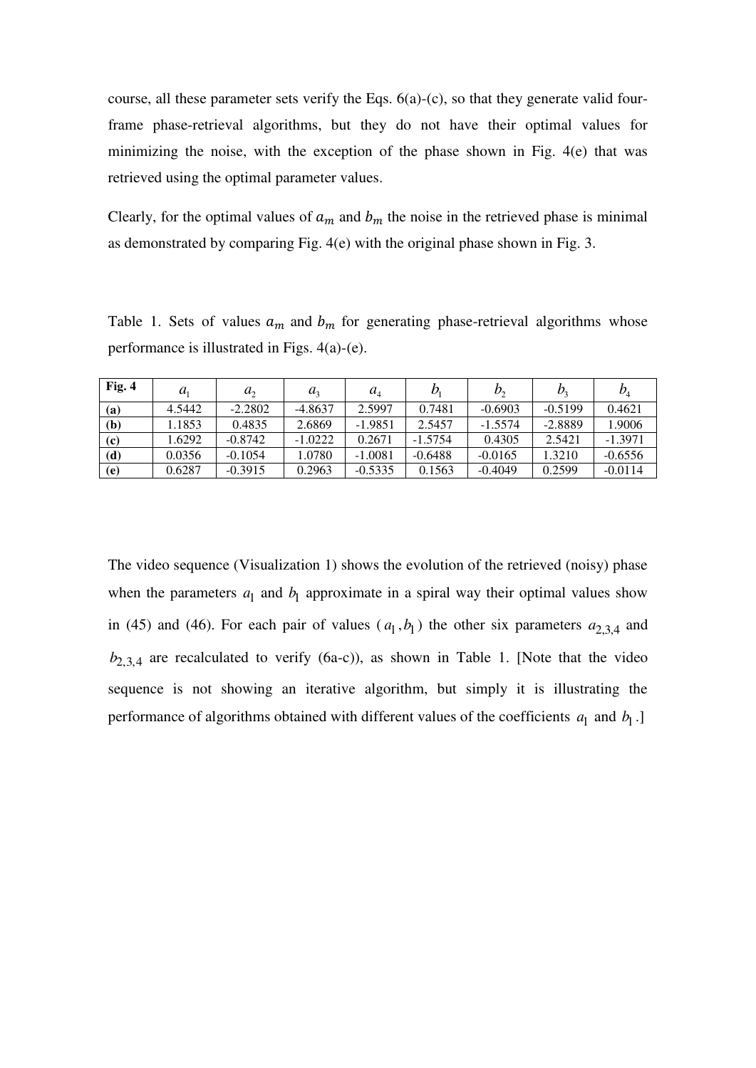course, all these parameter sets verify the Eqs. 6(a)-(c), so that they generate valid four-frame phase-retrieval algorithms, but they do not have their optimal values for minimizing the noise, with the exception of the phase shown in Fig. 4(e) that was retrieved using the optimal parameter values.

Clearly, for the optimal values of $a_m$ and $b_m$ the noise in the retrieved phase is minimal as demonstrated by comparing Fig. 4(e) with the original phase shown in Fig. 3.

Table 1. Sets of values $a_m$ and $b_m$ for generating phase-retrieval algorithms whose performance is illustrated in Figs. 4(a)-(e).

| **Fig. 4** | $a_1$ | $a_2$ | $a_3$ | $a_4$ | $b_1$ | $b_2$ | $b_3$ | $b_4$ |
|---|---|---|---|---|---|---|---|---|
| **(a)** | 4.5442 | -2.2802 | -4.8637 | 2.5997 | 0.7481 | -0.6903 | -0.5199 | 0.4621 |
| **(b)** | 1.1853 | 0.4835 | 2.6869 | -1.9851 | 2.5457 | -1.5574 | -2.8889 | 1.9006 |
| **(c)** | 1.6292 | -0.8742 | -1.0222 | 0.2671 | -1.5754 | 0.4305 | 2.5421 | -1.3971 |
| **(d)** | 0.0356 | -0.1054 | 1.0780 | -1.0081 | -0.6488 | -0.0165 | 1.3210 | -0.6556 |
| **(e)** | 0.6287 | -0.3915 | 0.2963 | -0.5335 | 0.1563 | -0.4049 | 0.2599 | -0.0114 |

The video sequence (Visualization 1) shows the evolution of the retrieved (noisy) phase when the parameters $a_1$ and $b_1$ approximate in a spiral way their optimal values show in (45) and (46). For each pair of values ($a_1, b_1$) the other six parameters $a_{2,3,4}$ and $b_{2,3,4}$ are recalculated to verify (6a-c)), as shown in Table 1. [Note that the video sequence is not showing an iterative algorithm, but simply it is illustrating the performance of algorithms obtained with different values of the coefficients $a_1$ and $b_1$.]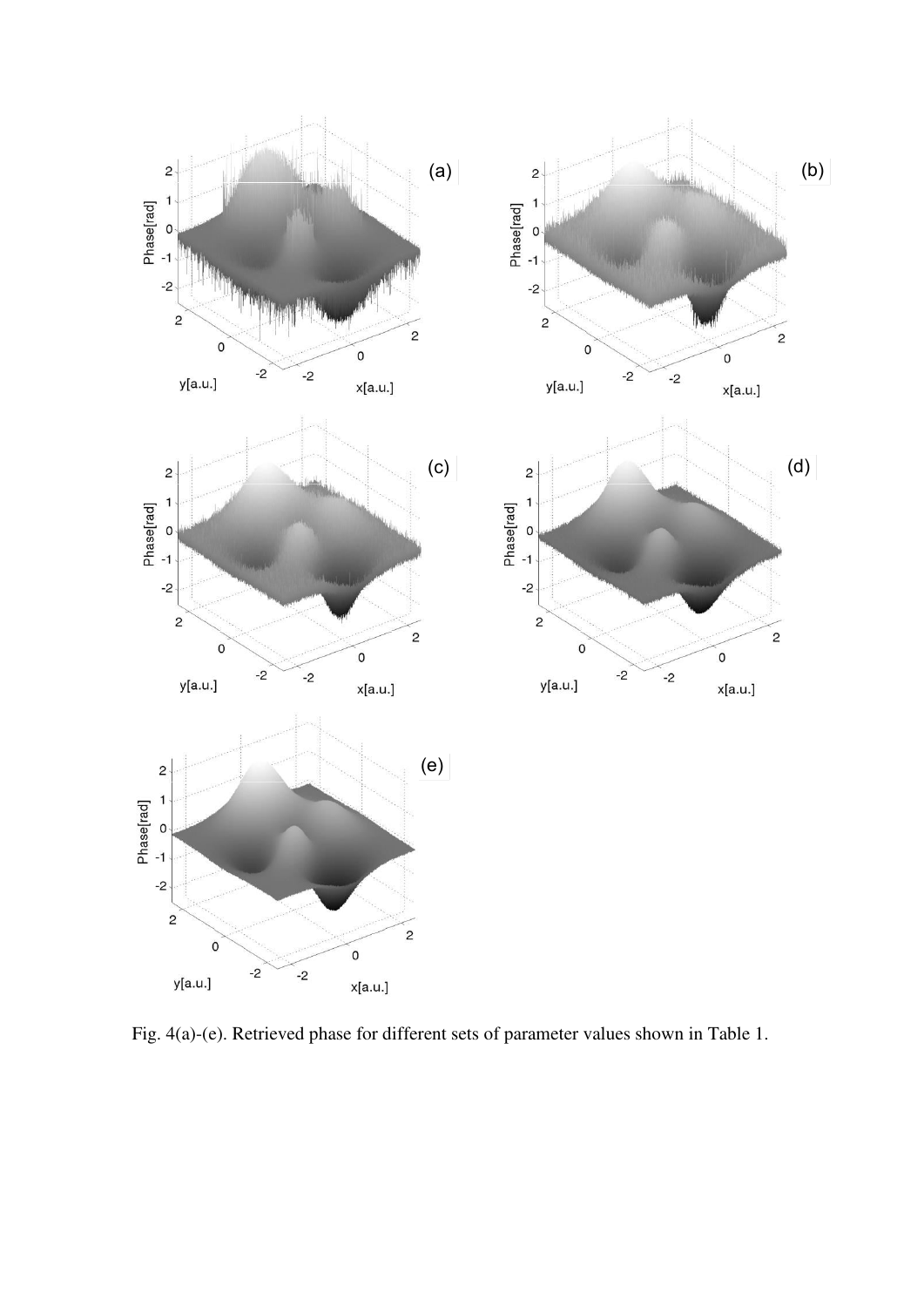Fig. 4(a)-(e). Retrieved phase for different sets of parameter values shown in Table 1.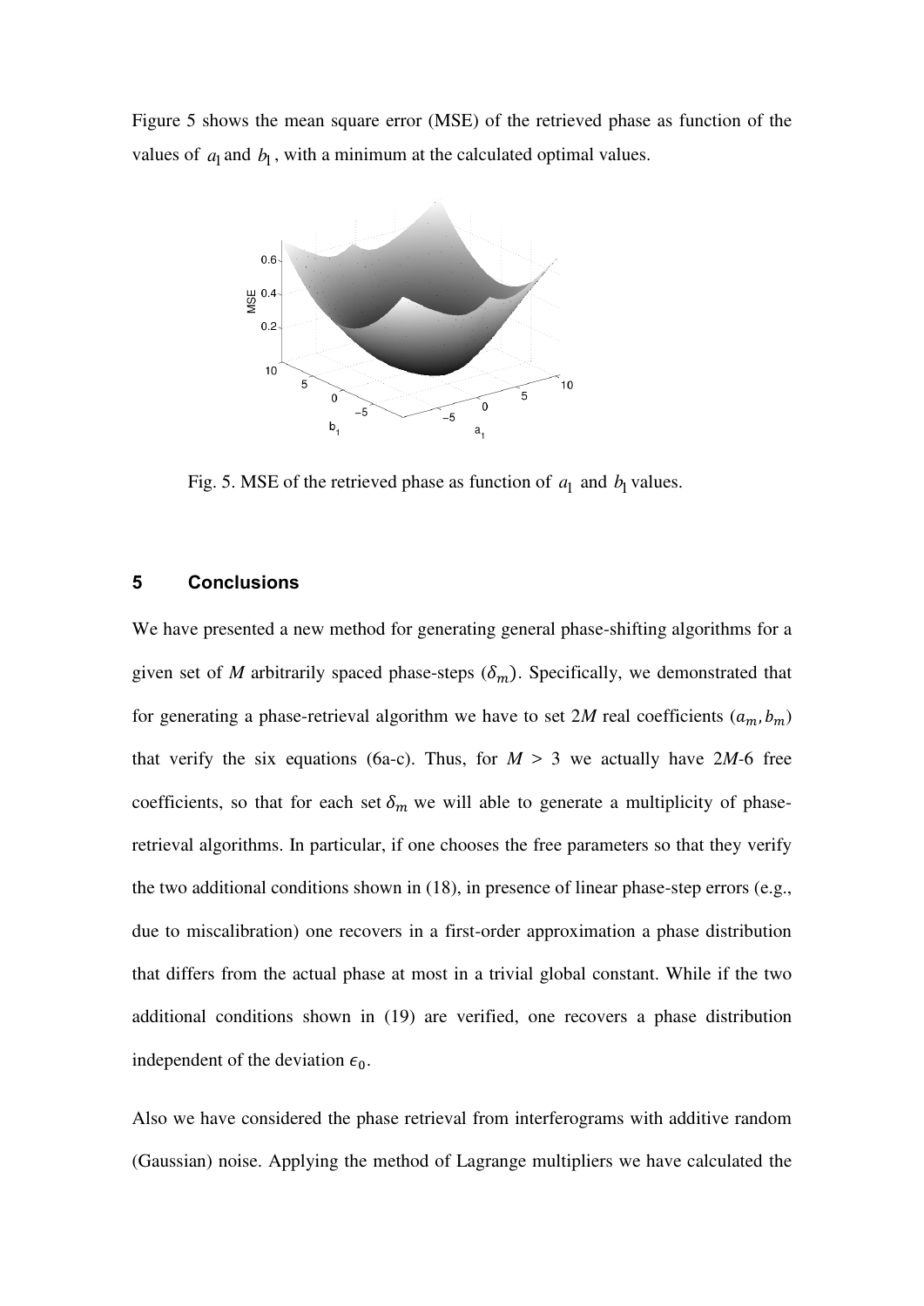Figure 5 shows the mean square error (MSE) of the retrieved phase as function of the values of $a_1$ and $b_1$, with a minimum at the calculated optimal values.

Fig. 5. MSE of the retrieved phase as function of $a_1$ and $b_1$ values.

## 5 Conclusions

We have presented a new method for generating general phase-shifting algorithms for a given set of *M* arbitrarily spaced phase-steps ($\delta_m$). Specifically, we demonstrated that for generating a phase-retrieval algorithm we have to set 2*M* real coefficients ($a_m, b_m$) that verify the six equations (6a-c). Thus, for $M > 3$ we actually have 2*M*-6 free coefficients, so that for each set $\delta_m$ we will able to generate a multiplicity of phase-retrieval algorithms. In particular, if one chooses the free parameters so that they verify the two additional conditions shown in (18), in presence of linear phase-step errors (e.g., due to miscalibration) one recovers in a first-order approximation a phase distribution that differs from the actual phase at most in a trivial global constant. While if the two additional conditions shown in (19) are verified, one recovers a phase distribution independent of the deviation $\epsilon_0$.

Also we have considered the phase retrieval from interferograms with additive random (Gaussian) noise. Applying the method of Lagrange multipliers we have calculated the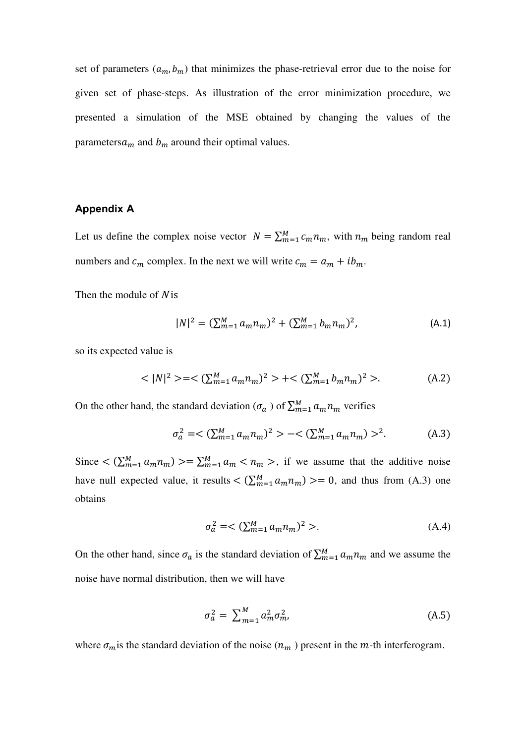set of parameters $(a_m, b_m)$ that minimizes the phase-retrieval error due to the noise for given set of phase-steps. As illustration of the error minimization procedure, we presented a simulation of the MSE obtained by changing the values of the parameters$a_m$ and $b_m$ around their optimal values.

### Appendix A

Let us define the complex noise vector $N = \sum_{m=1}^{M} c_m n_m$, with $n_m$ being random real numbers and $c_m$ complex. In the next we will write $c_m = a_m + ib_m$.

Then the module of $N$ is

$$|N|^2 = (\sum_{m=1}^{M} a_m n_m)^2 + (\sum_{m=1}^{M} b_m n_m)^2, \tag{A.1}$$

so its expected value is

$$< |N|^2 >=< (\sum_{m=1}^{M} a_m n_m)^2 > + < (\sum_{m=1}^{M} b_m n_m)^2 >. \tag{A.2}$$

On the other hand, the standard deviation ($\sigma_a$ ) of $\sum_{m=1}^{M} a_m n_m$ verifies

$$\sigma_a^2 =< (\sum_{m=1}^{M} a_m n_m)^2 > - < (\sum_{m=1}^{M} a_m n_m) >^2. \tag{A.3}$$

Since $< (\sum_{m=1}^{M} a_m n_m) >= \sum_{m=1}^{M} a_m < n_m >$, if we assume that the additive noise have null expected value, it results $< (\sum_{m=1}^{M} a_m n_m) >= 0$, and thus from (A.3) one obtains

$$\sigma_a^2 =< (\sum_{m=1}^{M} a_m n_m)^2 >. \tag{A.4}$$

On the other hand, since $\sigma_a$ is the standard deviation of $\sum_{m=1}^{M} a_m n_m$ and we assume the noise have normal distribution, then we will have

$$\sigma_a^2 = \sum_{m=1}^{M} a_m^2 \sigma_m^2, \tag{A.5}$$

where $\sigma_m$is the standard deviation of the noise ($n_m$ ) present in the $m$-th interferogram.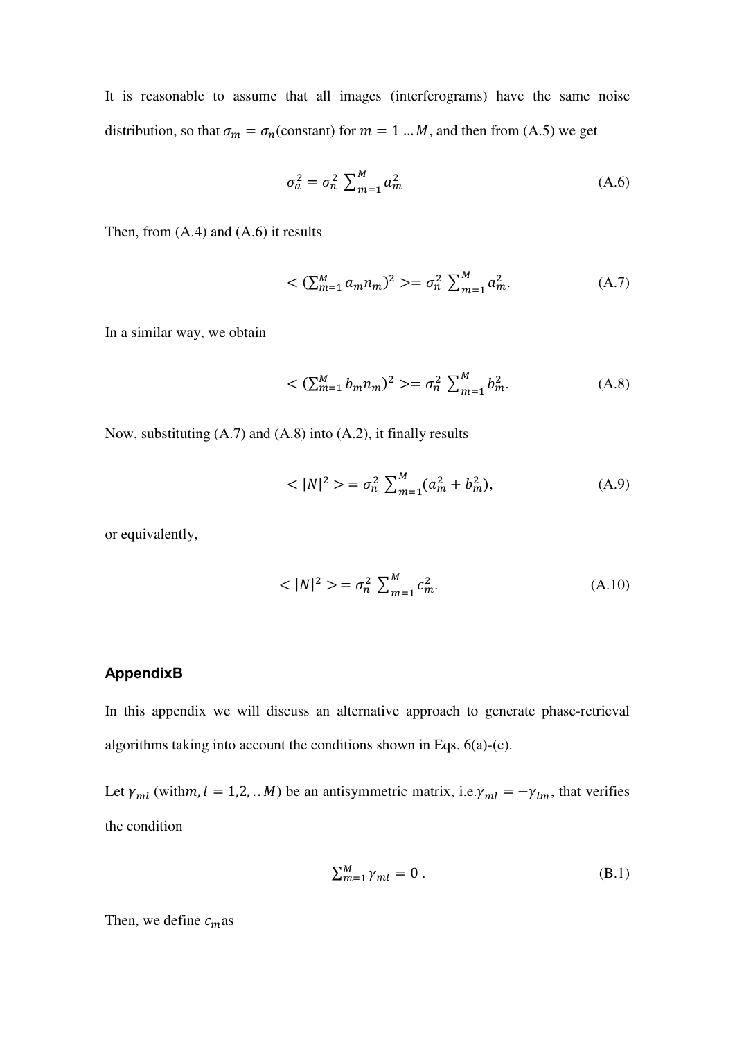It is reasonable to assume that all images (interferograms) have the same noise distribution, so that $\sigma_m = \sigma_n$(constant) for $m = 1 \ldots M$, and then from (A.5) we get

$$\sigma_a^2 = \sigma_n^2 \sum_{m=1}^{M} a_m^2 \tag{A.6}$$

Then, from (A.4) and (A.6) it results

$$< (\sum_{m=1}^{M} a_m n_m)^2 >= \sigma_n^2 \sum_{m=1}^{M} a_m^2. \tag{A.7}$$

In a similar way, we obtain

$$< (\sum_{m=1}^{M} b_m n_m)^2 >= \sigma_n^2 \sum_{m=1}^{M} b_m^2. \tag{A.8}$$

Now, substituting (A.7) and (A.8) into (A.2), it finally results

$$< |N|^2 > = \sigma_n^2 \sum_{m=1}^{M} (a_m^2 + b_m^2), \tag{A.9}$$

or equivalently,

$$< |N|^2 > = \sigma_n^2 \sum_{m=1}^{M} c_m^2. \tag{A.10}$$

## AppendixB

In this appendix we will discuss an alternative approach to generate phase-retrieval algorithms taking into account the conditions shown in Eqs. 6(a)-(c).

Let $\gamma_{ml}$ (with $m, l = 1,2, .. M$) be an antisymmetric matrix, i.e. $\gamma_{ml} = -\gamma_{lm}$, that verifies the condition

$$\sum_{m=1}^{M} \gamma_{ml} = 0 \; . \tag{B.1}$$

Then, we define $c_m$ as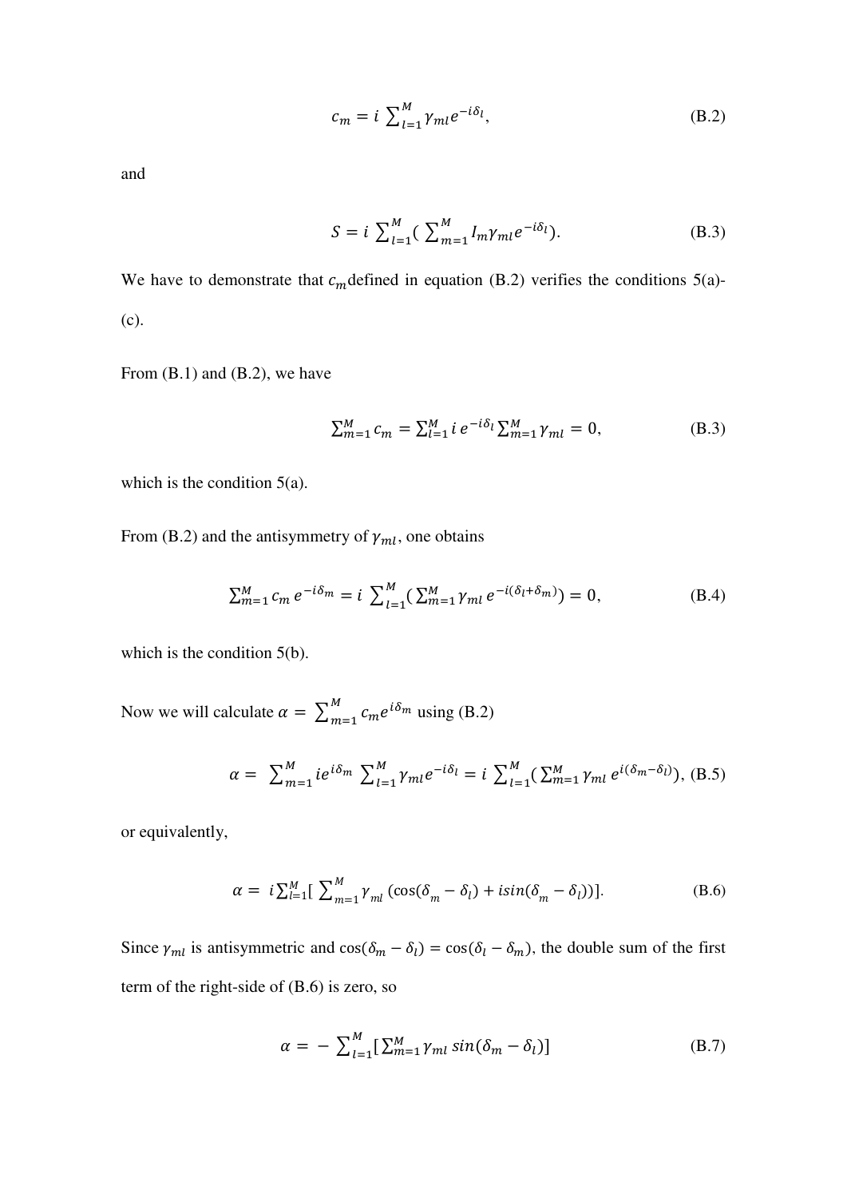$$c_m = i \sum_{l=1}^{M} \gamma_{ml} e^{-i\delta_l}, \tag{B.2}$$

and

$$S = i \sum_{l=1}^{M} \left( \sum_{m=1}^{M} I_m \gamma_{ml} e^{-i\delta_l} \right). \tag{B.3}$$

We have to demonstrate that $c_m$ defined in equation (B.2) verifies the conditions 5(a)-(c).

From (B.1) and (B.2), we have

$$\sum_{m=1}^{M} c_m = \sum_{l=1}^{M} i\, e^{-i\delta_l} \sum_{m=1}^{M} \gamma_{ml} = 0, \tag{B.3}$$

which is the condition 5(a).

From (B.2) and the antisymmetry of $\gamma_{ml}$, one obtains

$$\sum_{m=1}^{M} c_m\, e^{-i\delta_m} = i \sum_{l=1}^{M} \left( \sum_{m=1}^{M} \gamma_{ml}\, e^{-i(\delta_l + \delta_m)} \right) = 0, \tag{B.4}$$

which is the condition 5(b).

Now we will calculate $\alpha = \sum_{m=1}^{M} c_m e^{i\delta_m}$ using (B.2)

$$\alpha = \sum_{m=1}^{M} i e^{i\delta_m} \sum_{l=1}^{M} \gamma_{ml} e^{-i\delta_l} = i \sum_{l=1}^{M} \left( \sum_{m=1}^{M} \gamma_{ml}\, e^{i(\delta_m - \delta_l)} \right), \tag{B.5}$$

or equivalently,

$$\alpha = i \sum_{l=1}^{M} \left[ \sum_{m=1}^{M} \gamma_{ml} \left( \cos(\delta_m - \delta_l) + i \sin(\delta_m - \delta_l) \right) \right]. \tag{B.6}$$

Since $\gamma_{ml}$ is antisymmetric and $\cos(\delta_m - \delta_l) = \cos(\delta_l - \delta_m)$, the double sum of the first term of the right-side of (B.6) is zero, so

$$\alpha = - \sum_{l=1}^{M} \left[ \sum_{m=1}^{M} \gamma_{ml} \sin(\delta_m - \delta_l) \right] \tag{B.7}$$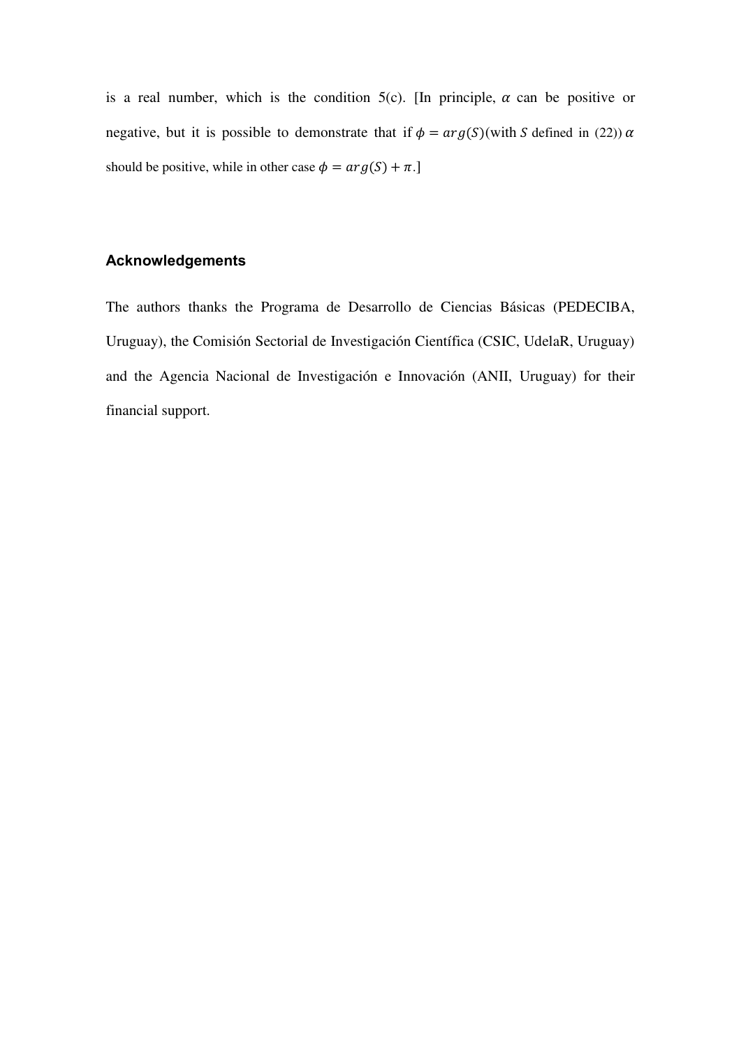is a real number, which is the condition 5(c). [In principle, $\alpha$ can be positive or negative, but it is possible to demonstrate that if $\phi = arg(S)$(with $S$ defined in (22)) $\alpha$ should be positive, while in other case $\phi = arg(S) + \pi$.]

## Acknowledgements

The authors thanks the Programa de Desarrollo de Ciencias Básicas (PEDECIBA, Uruguay), the Comisión Sectorial de Investigación Científica (CSIC, UdelaR, Uruguay) and the Agencia Nacional de Investigación e Innovación (ANII, Uruguay) for their financial support.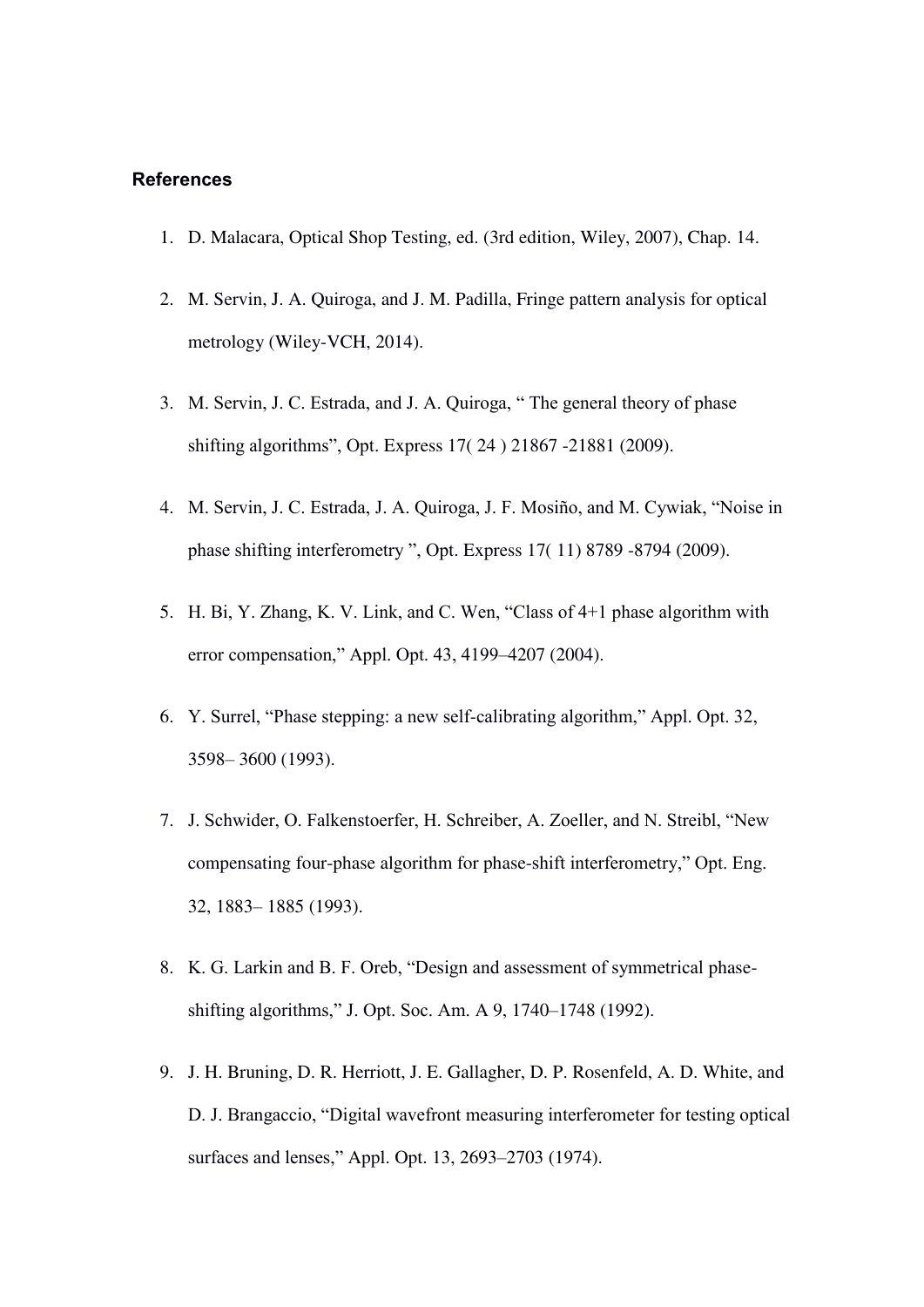### References

1. D. Malacara, Optical Shop Testing, ed. (3rd edition, Wiley, 2007), Chap. 14.
2. M. Servin, J. A. Quiroga, and J. M. Padilla, Fringe pattern analysis for optical metrology (Wiley-VCH, 2014).
3. M. Servin, J. C. Estrada, and J. A. Quiroga, " The general theory of phase shifting algorithms", Opt. Express 17( 24 ) 21867 -21881 (2009).
4. M. Servin, J. C. Estrada, J. A. Quiroga, J. F. Mosiño, and M. Cywiak, "Noise in phase shifting interferometry ", Opt. Express 17( 11) 8789 -8794 (2009).
5. H. Bi, Y. Zhang, K. V. Link, and C. Wen, "Class of 4+1 phase algorithm with error compensation," Appl. Opt. 43, 4199–4207 (2004).
6. Y. Surrel, "Phase stepping: a new self-calibrating algorithm," Appl. Opt. 32, 3598– 3600 (1993).
7. J. Schwider, O. Falkenstoerfer, H. Schreiber, A. Zoeller, and N. Streibl, "New compensating four-phase algorithm for phase-shift interferometry," Opt. Eng. 32, 1883– 1885 (1993).
8. K. G. Larkin and B. F. Oreb, "Design and assessment of symmetrical phase-shifting algorithms," J. Opt. Soc. Am. A 9, 1740–1748 (1992).
9. J. H. Bruning, D. R. Herriott, J. E. Gallagher, D. P. Rosenfeld, A. D. White, and D. J. Brangaccio, "Digital wavefront measuring interferometer for testing optical surfaces and lenses," Appl. Opt. 13, 2693–2703 (1974).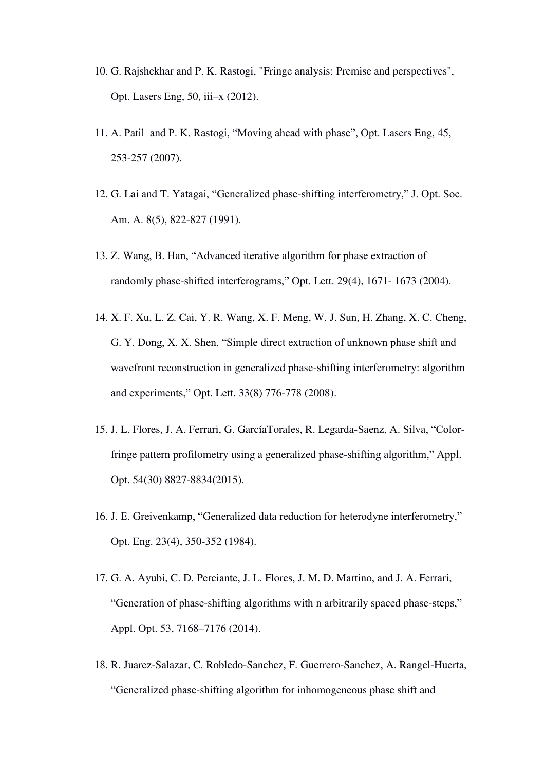10. G. Rajshekhar and P. K. Rastogi, "Fringe analysis: Premise and perspectives", Opt. Lasers Eng, 50, iii–x (2012).

11. A. Patil and P. K. Rastogi, “Moving ahead with phase”, Opt. Lasers Eng, 45, 253-257 (2007).

12. G. Lai and T. Yatagai, “Generalized phase-shifting interferometry,” J. Opt. Soc. Am. A. 8(5), 822-827 (1991).

13. Z. Wang, B. Han, “Advanced iterative algorithm for phase extraction of randomly phase-shifted interferograms,” Opt. Lett. 29(4), 1671- 1673 (2004).

14. X. F. Xu, L. Z. Cai, Y. R. Wang, X. F. Meng, W. J. Sun, H. Zhang, X. C. Cheng, G. Y. Dong, X. X. Shen, “Simple direct extraction of unknown phase shift and wavefront reconstruction in generalized phase-shifting interferometry: algorithm and experiments,” Opt. Lett. 33(8) 776-778 (2008).

15. J. L. Flores, J. A. Ferrari, G. GarcíaTorales, R. Legarda-Saenz, A. Silva, “Color-fringe pattern profilometry using a generalized phase-shifting algorithm,” Appl. Opt. 54(30) 8827-8834(2015).

16. J. E. Greivenkamp, “Generalized data reduction for heterodyne interferometry,” Opt. Eng. 23(4), 350-352 (1984).

17. G. A. Ayubi, C. D. Perciante, J. L. Flores, J. M. D. Martino, and J. A. Ferrari, “Generation of phase-shifting algorithms with n arbitrarily spaced phase-steps,” Appl. Opt. 53, 7168–7176 (2014).

18. R. Juarez-Salazar, C. Robledo-Sanchez, F. Guerrero-Sanchez, A. Rangel-Huerta, “Generalized phase-shifting algorithm for inhomogeneous phase shift and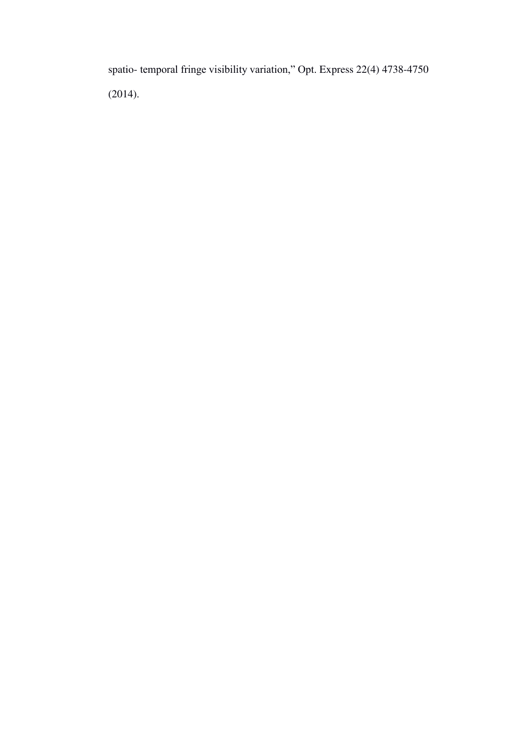spatio- temporal fringe visibility variation," Opt. Express 22(4) 4738-4750 (2014).